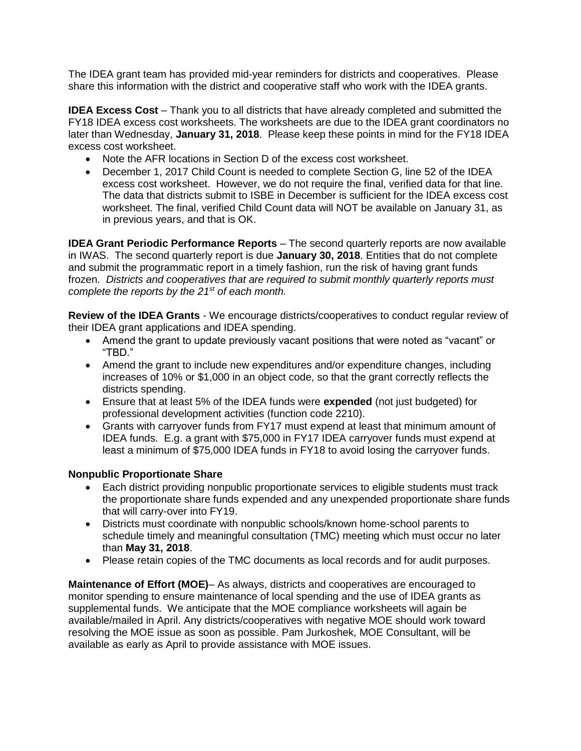The IDEA grant team has provided mid-year reminders for districts and cooperatives. Please share this information with the district and cooperative staff who work with the IDEA grants.

**IDEA Excess Cost** – Thank you to all districts that have already completed and submitted the FY18 IDEA excess cost worksheets. The worksheets are due to the IDEA grant coordinators no later than Wednesday, **January 31, 2018**. Please keep these points in mind for the FY18 IDEA excess cost worksheet.

- Note the AFR locations in Section D of the excess cost worksheet.
- December 1, 2017 Child Count is needed to complete Section G, line 52 of the IDEA excess cost worksheet. However, we do not require the final, verified data for that line. The data that districts submit to ISBE in December is sufficient for the IDEA excess cost worksheet. The final, verified Child Count data will NOT be available on January 31, as in previous years, and that is OK.

**IDEA Grant Periodic Performance Reports** – The second quarterly reports are now available in IWAS. The second quarterly report is due **January 30, 2018**. Entities that do not complete and submit the programmatic report in a timely fashion, run the risk of having grant funds frozen. *Districts and cooperatives that are required to submit monthly quarterly reports must complete the reports by the 21st of each month.*

**Review of the IDEA Grants** - We encourage districts/cooperatives to conduct regular review of their IDEA grant applications and IDEA spending.

- Amend the grant to update previously vacant positions that were noted as "vacant" or "TBD."
- Amend the grant to include new expenditures and/or expenditure changes, including increases of 10% or $1,000 in an object code, so that the grant correctly reflects the districts spending.
- Ensure that at least 5% of the IDEA funds were **expended** (not just budgeted) for professional development activities (function code 2210).
- Grants with carryover funds from FY17 must expend at least that minimum amount of IDEA funds. E.g. a grant with $75,000 in FY17 IDEA carryover funds must expend at least a minimum of $75,000 IDEA funds in FY18 to avoid losing the carryover funds.

**Nonpublic Proportionate Share**

- Each district providing nonpublic proportionate services to eligible students must track the proportionate share funds expended and any unexpended proportionate share funds that will carry-over into FY19.
- Districts must coordinate with nonpublic schools/known home-school parents to schedule timely and meaningful consultation (TMC) meeting which must occur no later than **May 31, 2018**.
- Please retain copies of the TMC documents as local records and for audit purposes.

**Maintenance of Effort (MOE)**– As always, districts and cooperatives are encouraged to monitor spending to ensure maintenance of local spending and the use of IDEA grants as supplemental funds. We anticipate that the MOE compliance worksheets will again be available/mailed in April. Any districts/cooperatives with negative MOE should work toward resolving the MOE issue as soon as possible. Pam Jurkoshek, MOE Consultant, will be available as early as April to provide assistance with MOE issues.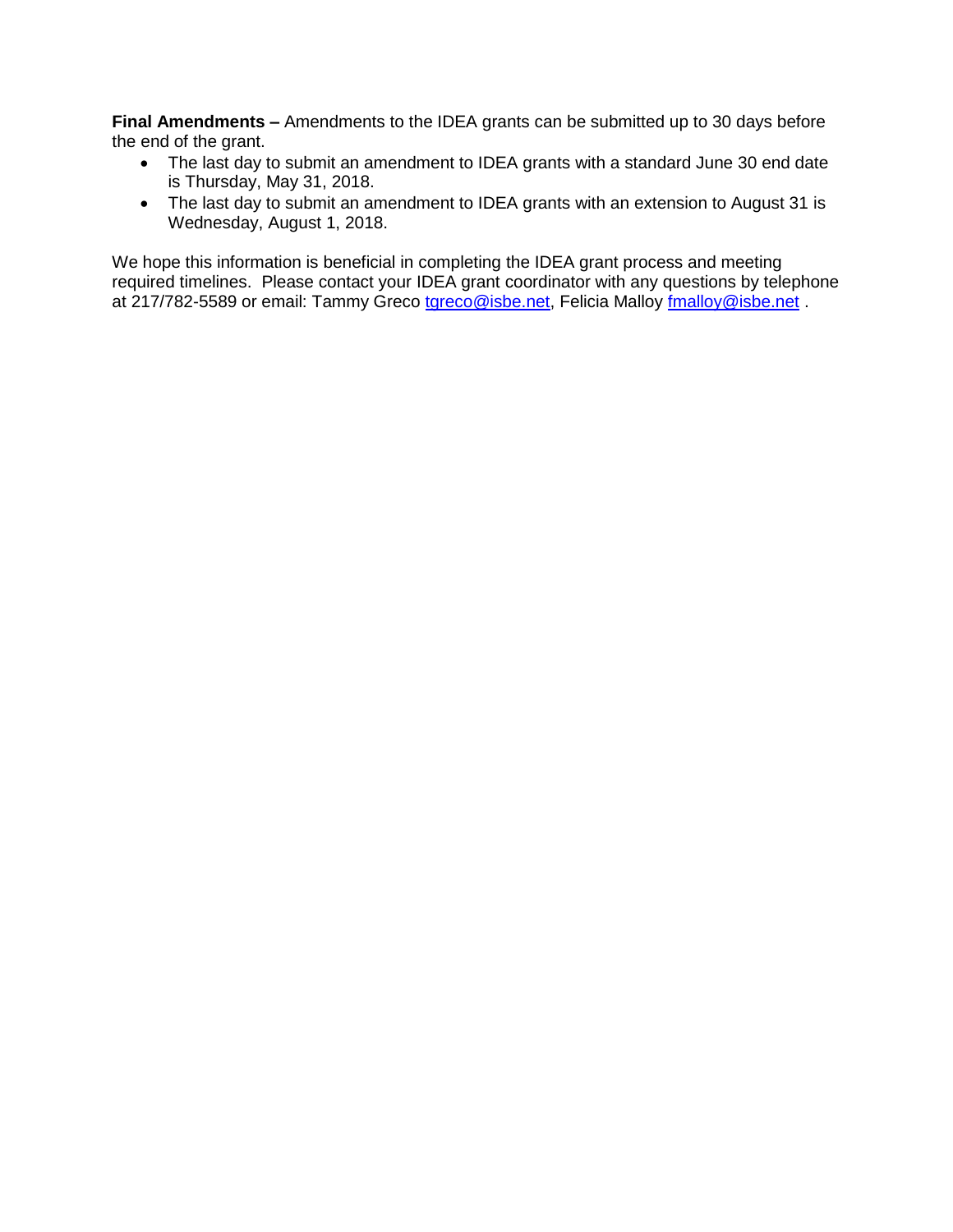**Final Amendments –** Amendments to the IDEA grants can be submitted up to 30 days before the end of the grant.

- The last day to submit an amendment to IDEA grants with a standard June 30 end date is Thursday, May 31, 2018.
- The last day to submit an amendment to IDEA grants with an extension to August 31 is Wednesday, August 1, 2018.

We hope this information is beneficial in completing the IDEA grant process and meeting required timelines. Please contact your IDEA grant coordinator with any questions by telephone at 217/782-5589 or email: Tammy Greco tgreco@isbe.net, Felicia Malloy fmalloy@isbe.net .